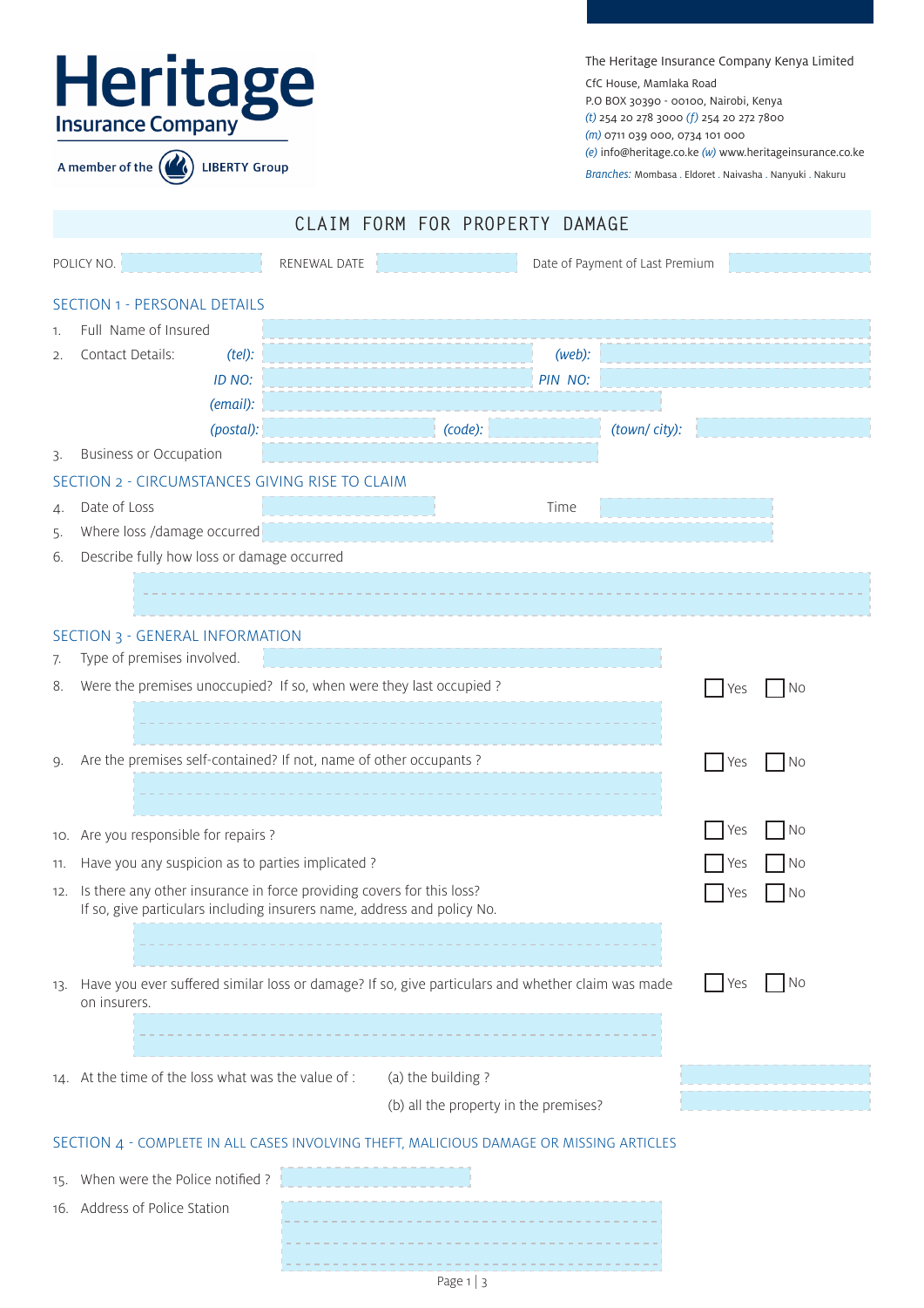Heritage Insurance Company

A member of the LIBERTY Group

The Heritage Insurance Company Kenya Limited

CfC House, Mamlaka Road
P.O BOX 30390 - 00100, Nairobi, Kenya
*(t)* 254 20 278 3000 *(f)* 254 20 272 7800
*(m)* 0711 039 000, 0734 101 000
*(e)* info@heritage.co.ke *(w)* www.heritageinsurance.co.ke
*Branches:* Mombasa . Eldoret . Naivasha . Nanyuki . Nakuru

# CLAIM FORM FOR PROPERTY DAMAGE

POLICY NO. ______ RENEWAL DATE ______ Date of Payment of Last Premium ______

## SECTION 1 - PERSONAL DETAILS

1. Full Name of Insured ______
2. Contact Details: *(tel):* ______ *(web):* ______
   *ID NO:* ______ *PIN NO:* ______
   *(email):* ______
   *(postal):* ______ *(code):* ______ *(town/ city):* ______
3. Business or Occupation ______

## SECTION 2 - CIRCUMSTANCES GIVING RISE TO CLAIM

4. Date of Loss ______ Time ______
5. Where loss /damage occurred ______
6. Describe fully how loss or damage occurred ______

## SECTION 3 - GENERAL INFORMATION

7. Type of premises involved. ______
8. Were the premises unoccupied? If so, when were they last occupied ? ☐ Yes ☐ No
9. Are the premises self-contained? If not, name of other occupants ? ☐ Yes ☐ No
10. Are you responsible for repairs ? ☐ Yes ☐ No
11. Have you any suspicion as to parties implicated ? ☐ Yes ☐ No
12. Is there any other insurance in force providing covers for this loss? If so, give particulars including insurers name, address and policy No. ☐ Yes ☐ No
13. Have you ever suffered similar loss or damage? If so, give particulars and whether claim was made on insurers. ☐ Yes ☐ No
14. At the time of the loss what was the value of : (a) the building ? ______
    (b) all the property in the premises? ______

## SECTION 4 - COMPLETE IN ALL CASES INVOLVING THEFT, MALICIOUS DAMAGE OR MISSING ARTICLES

15. When were the Police notified ? ______
16. Address of Police Station ______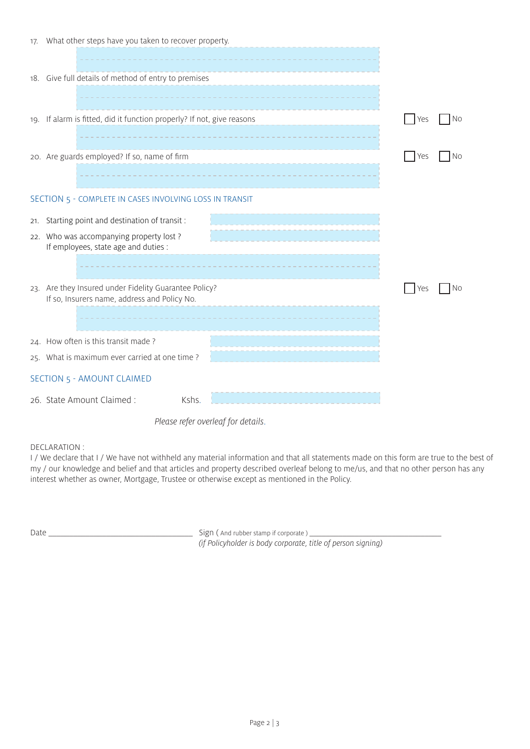17. What other steps have you taken to recover property.

18. Give full details of method of entry to premises

19. If alarm is fitted, did it function properly? If not, give reasons ☐ Yes ☐ No

20. Are guards employed? If so, name of firm ☐ Yes ☐ No

## SECTION 5 - COMPLETE IN CASES INVOLVING LOSS IN TRANSIT

21. Starting point and destination of transit :

22. Who was accompanying property lost ?
    If employees, state age and duties :

23. Are they Insured under Fidelity Guarantee Policy? ☐ Yes ☐ No
    If so, Insurers name, address and Policy No.

24. How often is this transit made ?

25. What is maximum ever carried at one time ?

## SECTION 5 - AMOUNT CLAIMED

26. State Amount Claimed : Kshs.

*Please refer overleaf for details.*

DECLARATION :
I / We declare that I / We have not withheld any material information and that all statements made on this form are true to the best of my / our knowledge and belief and that articles and property described overleaf belong to me/us, and that no other person has any interest whether as owner, Mortgage, Trustee or otherwise except as mentioned in the Policy.

Date ______________________ Sign ( And rubber stamp if corporate ) ______________________
*(if Policyholder is body corporate, title of person signing)*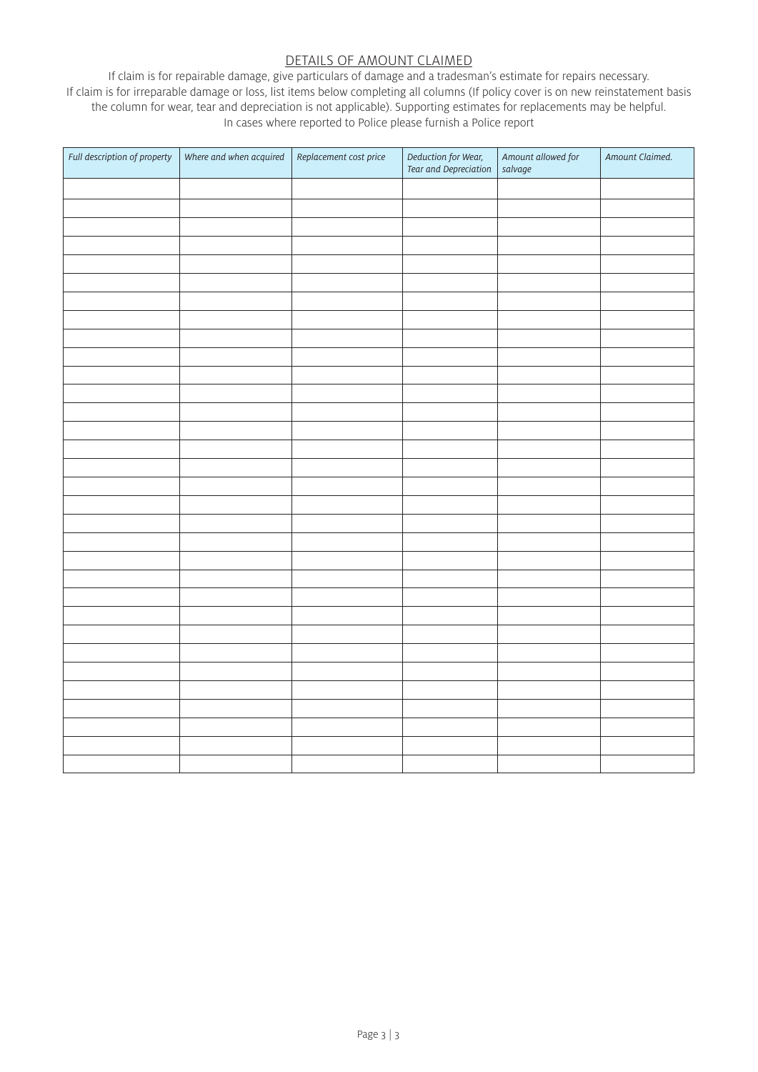## DETAILS OF AMOUNT CLAIMED

If claim is for repairable damage, give particulars of damage and a tradesman's estimate for repairs necessary.
If claim is for irreparable damage or loss, list items below completing all columns (If policy cover is on new reinstatement basis the column for wear, tear and depreciation is not applicable). Supporting estimates for replacements may be helpful.
In cases where reported to Police please furnish a Police report

| *Full description of property* | *Where and when acquired* | *Replacement cost price* | *Deduction for Wear, Tear and Depreciation* | *Amount allowed for salvage* | *Amount Claimed.* |
|---|---|---|---|---|---|
| | | | | | |
| | | | | | |
| | | | | | |
| | | | | | |
| | | | | | |
| | | | | | |
| | | | | | |
| | | | | | |
| | | | | | |
| | | | | | |
| | | | | | |
| | | | | | |
| | | | | | |
| | | | | | |
| | | | | | |
| | | | | | |
| | | | | | |
| | | | | | |
| | | | | | |
| | | | | | |
| | | | | | |
| | | | | | |
| | | | | | |
| | | | | | |
| | | | | | |
| | | | | | |
| | | | | | |
| | | | | | |
| | | | | | |
| | | | | | |
| | | | | | |
| | | | | | |